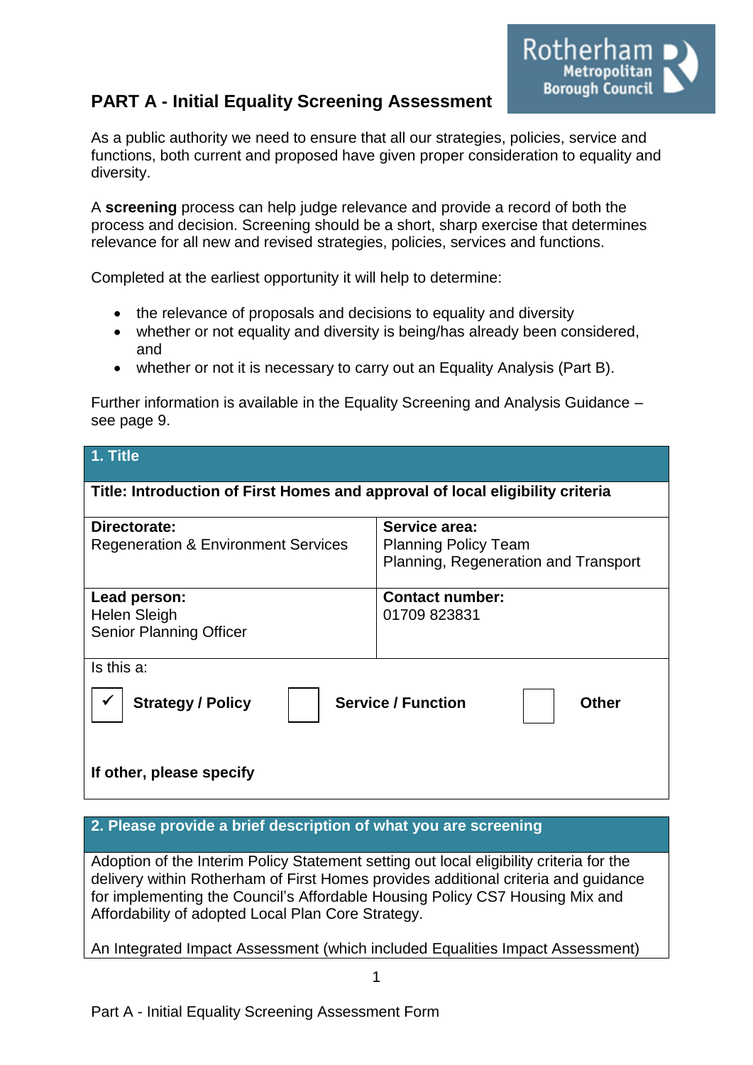## PART A - Initial Equality Screening Assessment

As a public authority we need to ensure that all our strategies, policies, service and functions, both current and proposed have given proper consideration to equality and diversity.

A **screening** process can help judge relevance and provide a record of both the process and decision. Screening should be a short, sharp exercise that determines relevance for all new and revised strategies, policies, services and functions.

Completed at the earliest opportunity it will help to determine:

- the relevance of proposals and decisions to equality and diversity
- whether or not equality and diversity is being/has already been considered, and
- whether or not it is necessary to carry out an Equality Analysis (Part B).

Further information is available in the Equality Screening and Analysis Guidance – see page 9.

| **1. Title** | |
|---|---|
| **Title: Introduction of First Homes and approval of local eligibility criteria** | |
| **Directorate:**<br>Regeneration & Environment Services | **Service area:**<br>Planning Policy Team<br>Planning, Regeneration and Transport |
| **Lead person:**<br>Helen Sleigh<br>Senior Planning Officer | **Contact number:**<br>01709 823831 |
| Is this a:<br>✓ **Strategy / Policy** ☐ **Service / Function** ☐ **Other**<br><br>**If other, please specify** | |

| **2. Please provide a brief description of what you are screening** |
|---|
| Adoption of the Interim Policy Statement setting out local eligibility criteria for the delivery within Rotherham of First Homes provides additional criteria and guidance for implementing the Council's Affordable Housing Policy CS7 Housing Mix and Affordability of adopted Local Plan Core Strategy.<br><br>An Integrated Impact Assessment (which included Equalities Impact Assessment) |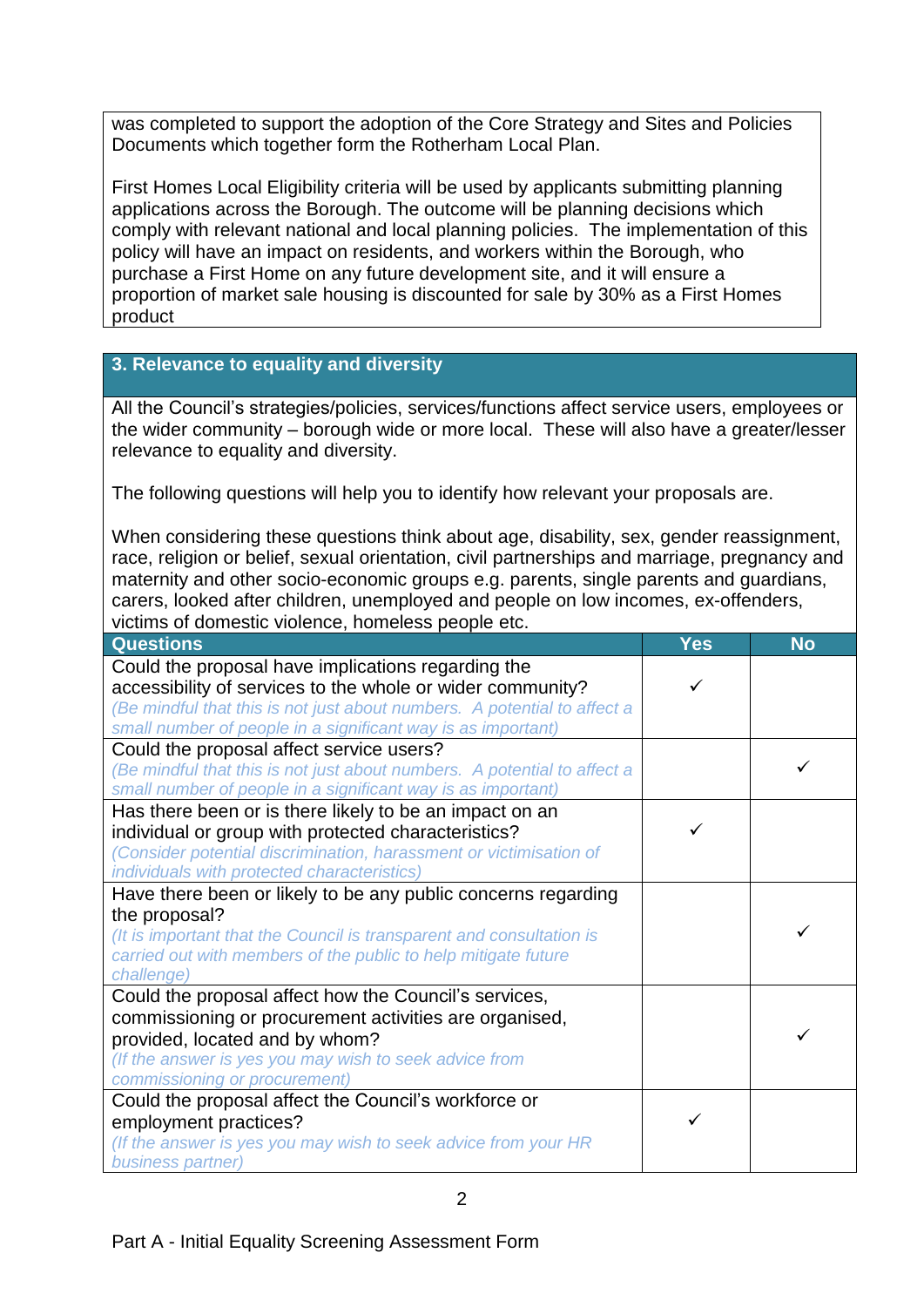was completed to support the adoption of the Core Strategy and Sites and Policies Documents which together form the Rotherham Local Plan.

First Homes Local Eligibility criteria will be used by applicants submitting planning applications across the Borough. The outcome will be planning decisions which comply with relevant national and local planning policies. The implementation of this policy will have an impact on residents, and workers within the Borough, who purchase a First Home on any future development site, and it will ensure a proportion of market sale housing is discounted for sale by 30% as a First Homes product

## 3. Relevance to equality and diversity

All the Council's strategies/policies, services/functions affect service users, employees or the wider community – borough wide or more local. These will also have a greater/lesser relevance to equality and diversity.

The following questions will help you to identify how relevant your proposals are.

When considering these questions think about age, disability, sex, gender reassignment, race, religion or belief, sexual orientation, civil partnerships and marriage, pregnancy and maternity and other socio-economic groups e.g. parents, single parents and guardians, carers, looked after children, unemployed and people on low incomes, ex-offenders, victims of domestic violence, homeless people etc.

| Questions | Yes | No |
|---|---|---|
| Could the proposal have implications regarding the accessibility of services to the whole or wider community? *(Be mindful that this is not just about numbers. A potential to affect a small number of people in a significant way is as important)* | ✓ | |
| Could the proposal affect service users? *(Be mindful that this is not just about numbers. A potential to affect a small number of people in a significant way is as important)* | | ✓ |
| Has there been or is there likely to be an impact on an individual or group with protected characteristics? *(Consider potential discrimination, harassment or victimisation of individuals with protected characteristics)* | ✓ | |
| Have there been or likely to be any public concerns regarding the proposal? *(It is important that the Council is transparent and consultation is carried out with members of the public to help mitigate future challenge)* | | ✓ |
| Could the proposal affect how the Council's services, commissioning or procurement activities are organised, provided, located and by whom? *(If the answer is yes you may wish to seek advice from commissioning or procurement)* | | ✓ |
| Could the proposal affect the Council's workforce or employment practices? *(If the answer is yes you may wish to seek advice from your HR business partner)* | ✓ | |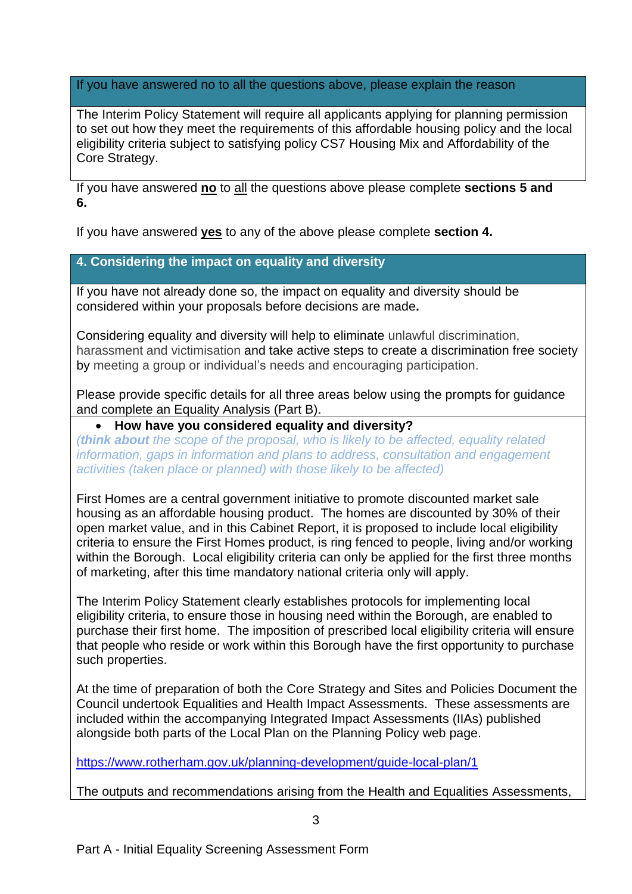| If you have answered no to all the questions above, please explain the reason |
| --- |
| The Interim Policy Statement will require all applicants applying for planning permission to set out how they meet the requirements of this affordable housing policy and the local eligibility criteria subject to satisfying policy CS7 Housing Mix and Affordability of the Core Strategy. |

If you have answered **no** to all the questions above please complete **sections 5 and 6.**

If you have answered **yes** to any of the above please complete **section 4.**

## 4. Considering the impact on equality and diversity

If you have not already done so, the impact on equality and diversity should be considered within your proposals before decisions are made**.**

Considering equality and diversity will help to eliminate unlawful discrimination, harassment and victimisation and take active steps to create a discrimination free society by meeting a group or individual's needs and encouraging participation.

Please provide specific details for all three areas below using the prompts for guidance and complete an Equality Analysis (Part B).

- **How have you considered equality and diversity?**

*(**think about** the scope of the proposal, who is likely to be affected, equality related information, gaps in information and plans to address, consultation and engagement activities (taken place or planned) with those likely to be affected)*

First Homes are a central government initiative to promote discounted market sale housing as an affordable housing product. The homes are discounted by 30% of their open market value, and in this Cabinet Report, it is proposed to include local eligibility criteria to ensure the First Homes product, is ring fenced to people, living and/or working within the Borough. Local eligibility criteria can only be applied for the first three months of marketing, after this time mandatory national criteria only will apply.

The Interim Policy Statement clearly establishes protocols for implementing local eligibility criteria, to ensure those in housing need within the Borough, are enabled to purchase their first home. The imposition of prescribed local eligibility criteria will ensure that people who reside or work within this Borough have the first opportunity to purchase such properties.

At the time of preparation of both the Core Strategy and Sites and Policies Document the Council undertook Equalities and Health Impact Assessments. These assessments are included within the accompanying Integrated Impact Assessments (IIAs) published alongside both parts of the Local Plan on the Planning Policy web page.

https://www.rotherham.gov.uk/planning-development/guide-local-plan/1

The outputs and recommendations arising from the Health and Equalities Assessments,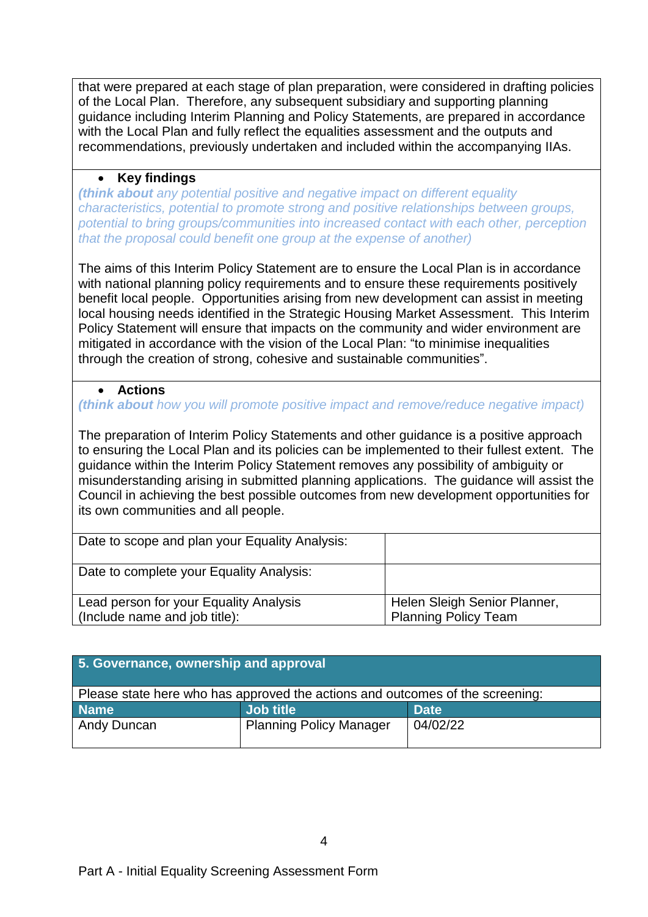that were prepared at each stage of plan preparation, were considered in drafting policies of the Local Plan. Therefore, any subsequent subsidiary and supporting planning guidance including Interim Planning and Policy Statements, are prepared in accordance with the Local Plan and fully reflect the equalities assessment and the outputs and recommendations, previously undertaken and included within the accompanying IIAs.

- **Key findings**

***(think about*** *any potential positive and negative impact on different equality characteristics, potential to promote strong and positive relationships between groups, potential to bring groups/communities into increased contact with each other, perception that the proposal could benefit one group at the expense of another)*

The aims of this Interim Policy Statement are to ensure the Local Plan is in accordance with national planning policy requirements and to ensure these requirements positively benefit local people. Opportunities arising from new development can assist in meeting local housing needs identified in the Strategic Housing Market Assessment. This Interim Policy Statement will ensure that impacts on the community and wider environment are mitigated in accordance with the vision of the Local Plan: "to minimise inequalities through the creation of strong, cohesive and sustainable communities".

- **Actions**

***(think about*** *how you will promote positive impact and remove/reduce negative impact)*

The preparation of Interim Policy Statements and other guidance is a positive approach to ensuring the Local Plan and its policies can be implemented to their fullest extent. The guidance within the Interim Policy Statement removes any possibility of ambiguity or misunderstanding arising in submitted planning applications. The guidance will assist the Council in achieving the best possible outcomes from new development opportunities for its own communities and all people.

| | |
|---|---|
| Date to scope and plan your Equality Analysis: | |
| Date to complete your Equality Analysis: | |
| Lead person for your Equality Analysis (Include name and job title): | Helen Sleigh Senior Planner, Planning Policy Team |

## 5. Governance, ownership and approval

Please state here who has approved the actions and outcomes of the screening:

| Name | Job title | Date |
|---|---|---|
| Andy Duncan | Planning Policy Manager | 04/02/22 |

Part A - Initial Equality Screening Assessment Form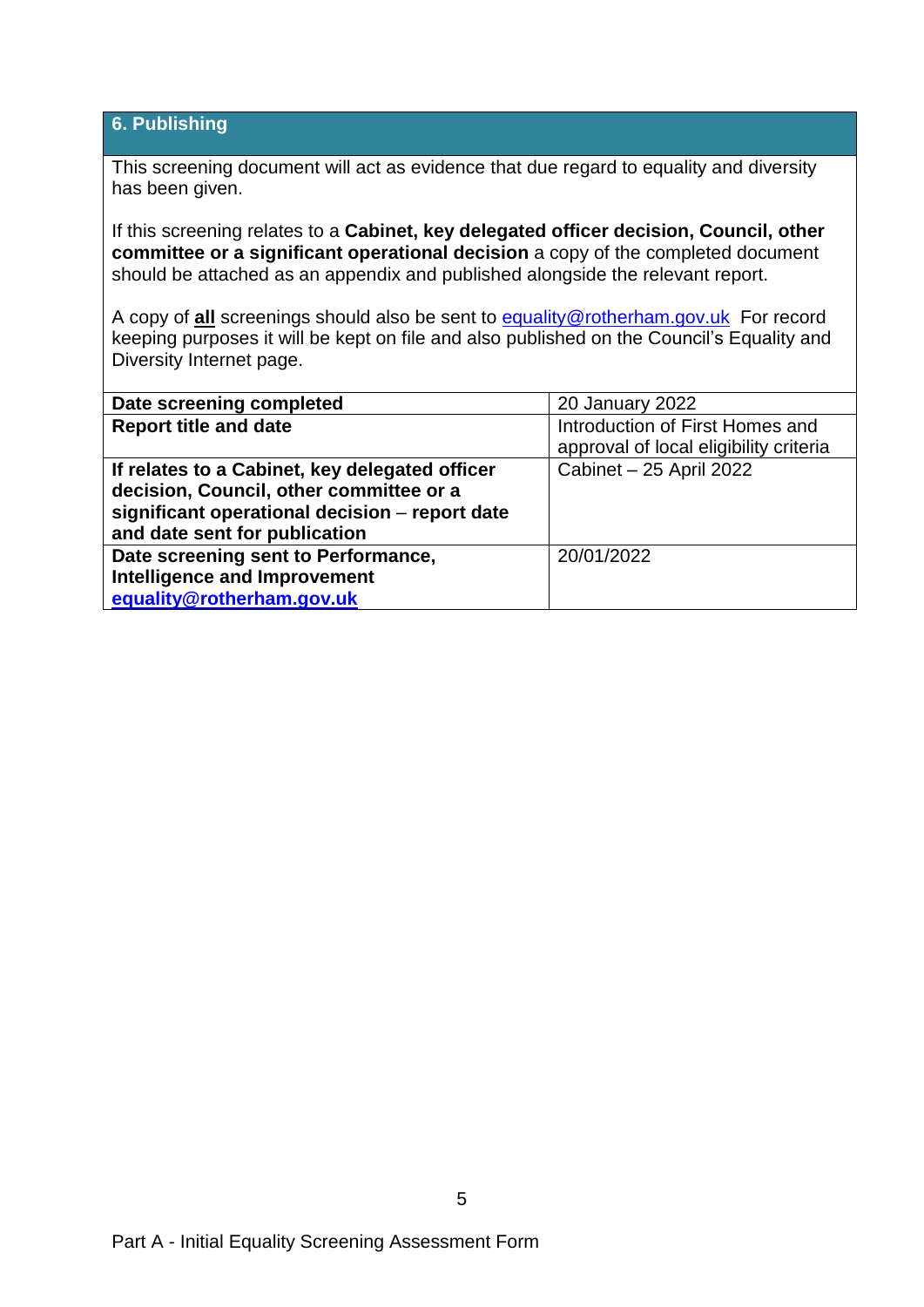## 6. Publishing

This screening document will act as evidence that due regard to equality and diversity has been given.

If this screening relates to a **Cabinet, key delegated officer decision, Council, other committee or a significant operational decision** a copy of the completed document should be attached as an appendix and published alongside the relevant report.

A copy of **all** screenings should also be sent to equality@rotherham.gov.uk For record keeping purposes it will be kept on file and also published on the Council's Equality and Diversity Internet page.

| | |
|---|---|
| **Date screening completed** | 20 January 2022 |
| **Report title and date** | Introduction of First Homes and approval of local eligibility criteria |
| **If relates to a Cabinet, key delegated officer decision, Council, other committee or a significant operational decision – report date and date sent for publication** | Cabinet – 25 April 2022 |
| **Date screening sent to Performance, Intelligence and Improvement equality@rotherham.gov.uk** | 20/01/2022 |

Part A - Initial Equality Screening Assessment Form